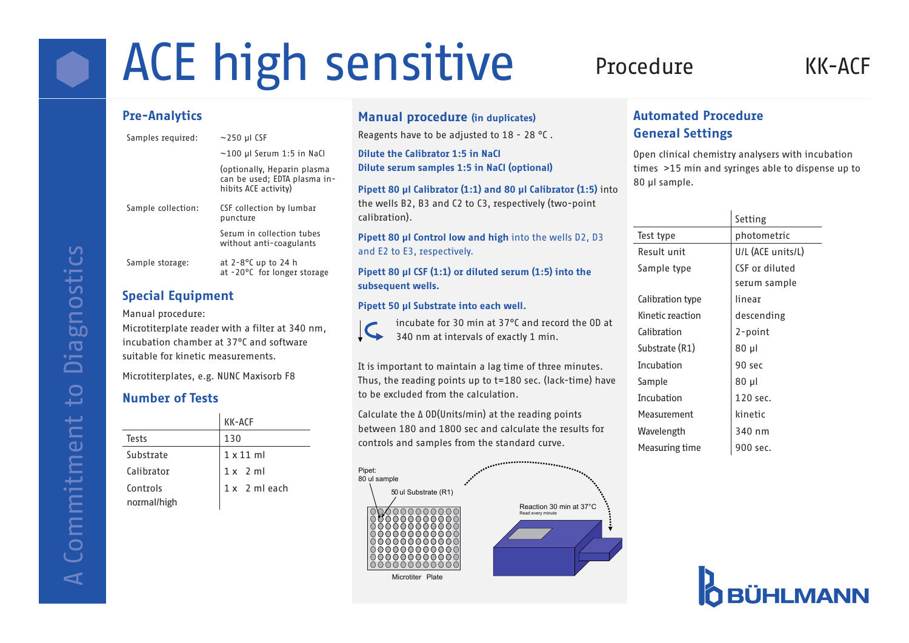# ACE high sensitive

Procedure

KK-ACF

## Pre-Analytics

| | |
|---|---|
| Samples required: | ~250 µl CSF |
| | ~100 µl Serum 1:5 in NaCl |
| | (optionally, Heparin plasma can be used; EDTA plasma inhibits ACE activity) |
| Sample collection: | CSF collection by lumbar puncture |
| | Serum in collection tubes without anti-coagulants |
| Sample storage: | at 2-8°C up to 24 h<br>at -20°C for longer storage |

## Special Equipment

Manual procedure:
Microtiterplate reader with a filter at 340 nm, incubation chamber at 37°C and software suitable for kinetic measurements.

Microtiterplates, e.g. NUNC Maxisorb F8

## Number of Tests

| | KK-ACF |
|---|---|
| Tests | 130 |
| Substrate | 1 x 11 ml |
| Calibrator | 1 x 2 ml |
| Controls normal/high | 1 x 2 ml each |

## Manual procedure (in duplicates)

Reagents have to be adjusted to 18 - 28 °C .

**Dilute the Calibrator 1:5 in NaCl**
**Dilute serum samples 1:5 in NaCl (optional)**

**Pipett 80 µl Calibrator (1:1) and 80 µl Calibrator (1:5)** into the wells B2, B3 and C2 to C3, respectively (two-point calibration).

**Pipett 80 µl Control low and high** into the wells D2, D3 and E2 to E3, respectively.

**Pipett 80 µl CSF (1:1) or diluted serum (1:5) into the subsequent wells.**

**Pipett 50 µl Substrate into each well.**

incubate for 30 min at 37°C and record the OD at 340 nm at intervals of exactly 1 min.

It is important to maintain a lag time of three minutes. Thus, the reading points up to t=180 sec. (lack-time) have to be excluded from the calculation.

Calculate the Δ OD(Units/min) at the reading points between 180 and 1800 sec and calculate the results for controls and samples from the standard curve.

Pipet:
80 ul sample

50 ul Substrate (R1)

Microtiter Plate

Reaction 30 min at 37°C
Read every minute

## Automated Procedure
## General Settings

Open clinical chemistry analysers with incubation times >15 min and syringes able to dispense up to 80 µl sample.

| | Setting |
|---|---|
| Test type | photometric |
| Result unit | U/L (ACE units/L) |
| Sample type | CSF or diluted serum sample |
| Calibration type | linear |
| Kinetic reaction | descending |
| Calibration | 2-point |
| Substrate (R1) | 80 µl |
| Incubation | 90 sec |
| Sample | 80 µl |
| Incubation | 120 sec. |
| Measurement | kinetic |
| Wavelength | 340 nm |
| Measuring time | 900 sec. |

A Commitment to Diagnostics

BÜHLMANN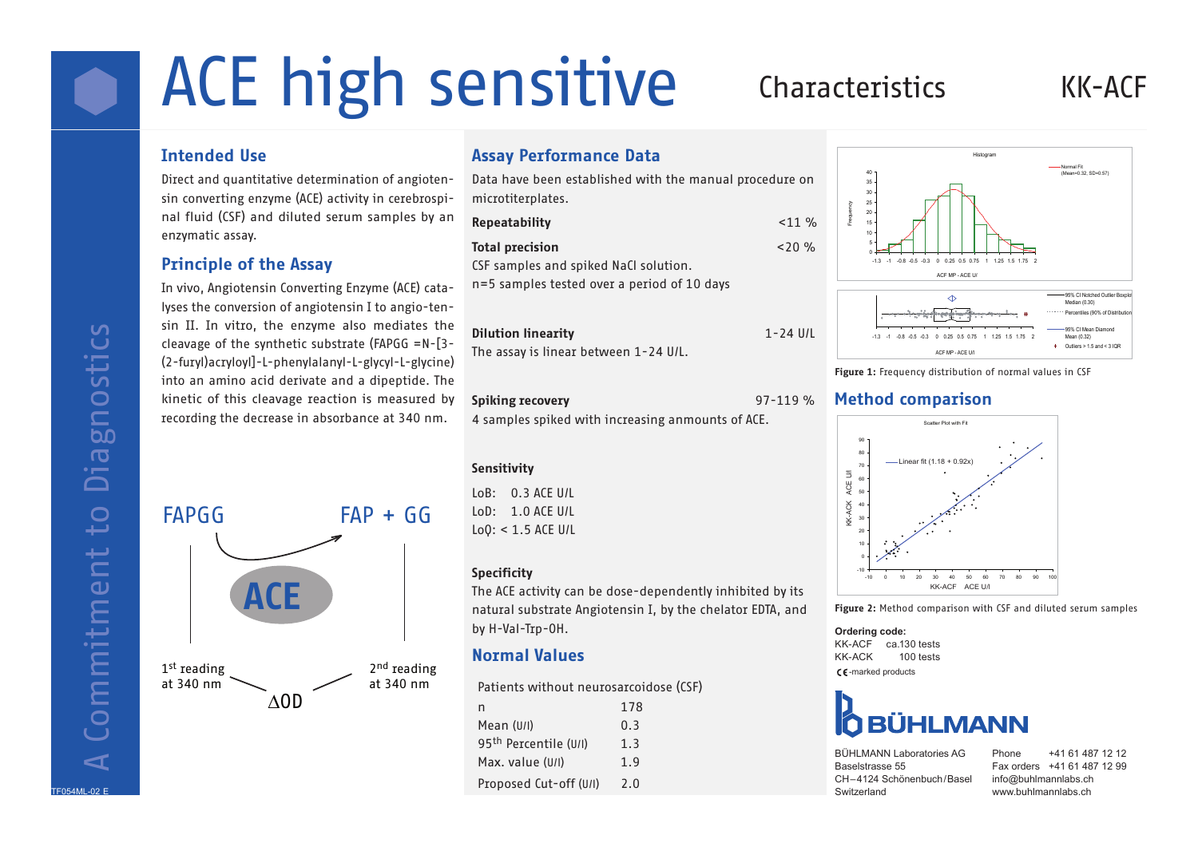# ACE high sensitive

Characteristics

KK-ACF

## Intended Use

Direct and quantitative determination of angiotensin converting enzyme (ACE) activity in cerebrospinal fluid (CSF) and diluted serum samples by an enzymatic assay.

## Principle of the Assay

In vivo, Angiotensin Converting Enzyme (ACE) catalyses the conversion of angiotensin I to angio-tensin II. In vitro, the enzyme also mediates the cleavage of the synthetic substrate (FAPGG =N-[3-(2-furyl)acryloyl]-L-phenylalanyl-L-glycyl-L-glycine) into an amino acid derivate and a dipeptide. The kinetic of this cleavage reaction is measured by recording the decrease in absorbance at 340 nm.

FAPGG

FAP + GG

ACE

1st reading at 340 nm

2nd reading at 340 nm

ΔOD

## Assay Performance Data

Data have been established with the manual procedure on microtiterplates.

**Repeatability** <11 %

**Total precision** <20 %

CSF samples and spiked NaCl solution.
n=5 samples tested over a period of 10 days

**Dilution linearity** 1-24 U/L

The assay is linear between 1-24 U/L.

**Spiking recovery** 97-119 %

4 samples spiked with increasing anmounts of ACE.

**Sensitivity**

LoB: 0.3 ACE U/L
LoD: 1.0 ACE U/L
LoQ: < 1.5 ACE U/L

**Specificity**

The ACE activity can be dose-dependently inhibited by its natural substrate Angiotensin I, by the chelator EDTA, and by H-Val-Trp-OH.

## Normal Values

| Patients without neurosarcoidose (CSF) | |
|---|---|
| n | 178 |
| Mean (U/l) | 0.3 |
| 95th Percentile (U/l) | 1.3 |
| Max. value (U/l) | 1.9 |
| Proposed Cut-off (U/l) | 2.0 |

Histogram

Normal Fit (Mean=0.32, SD=0.57)

Frequency

ACF MP - ACE U/

95% CI Notched Outlier Boxplot
Median (0.30)
Percentiles (90% of Distribution)
95% CI Mean Diamond
Mean (0.32)
Outliers > 1.5 and < 3 IQR

ACF MP - ACE U/l

**Figure 1:** Frequency distribution of normal values in CSF

## Method comparison

Scatter Plot with Fit

Linear fit (1.18 + 0.92x)

KK-ACK ACE U/l

KK-ACF ACE U/l

**Figure 2:** Method comparison with CSF and diluted serum samples

**Ordering code:**

KK-ACF ca.130 tests
KK-ACK 100 tests
CE-marked products

BÜHLMANN

BÜHLMANN Laboratories AG
Baselstrasse 55
CH–4124 Schönenbuch/Basel
Switzerland

Phone +41 61 487 12 12
Fax orders +41 61 487 12 99
info@buhlmannlabs.ch
www.buhlmannlabs.ch

A Commitment to Diagnostics

TF054ML-02 E